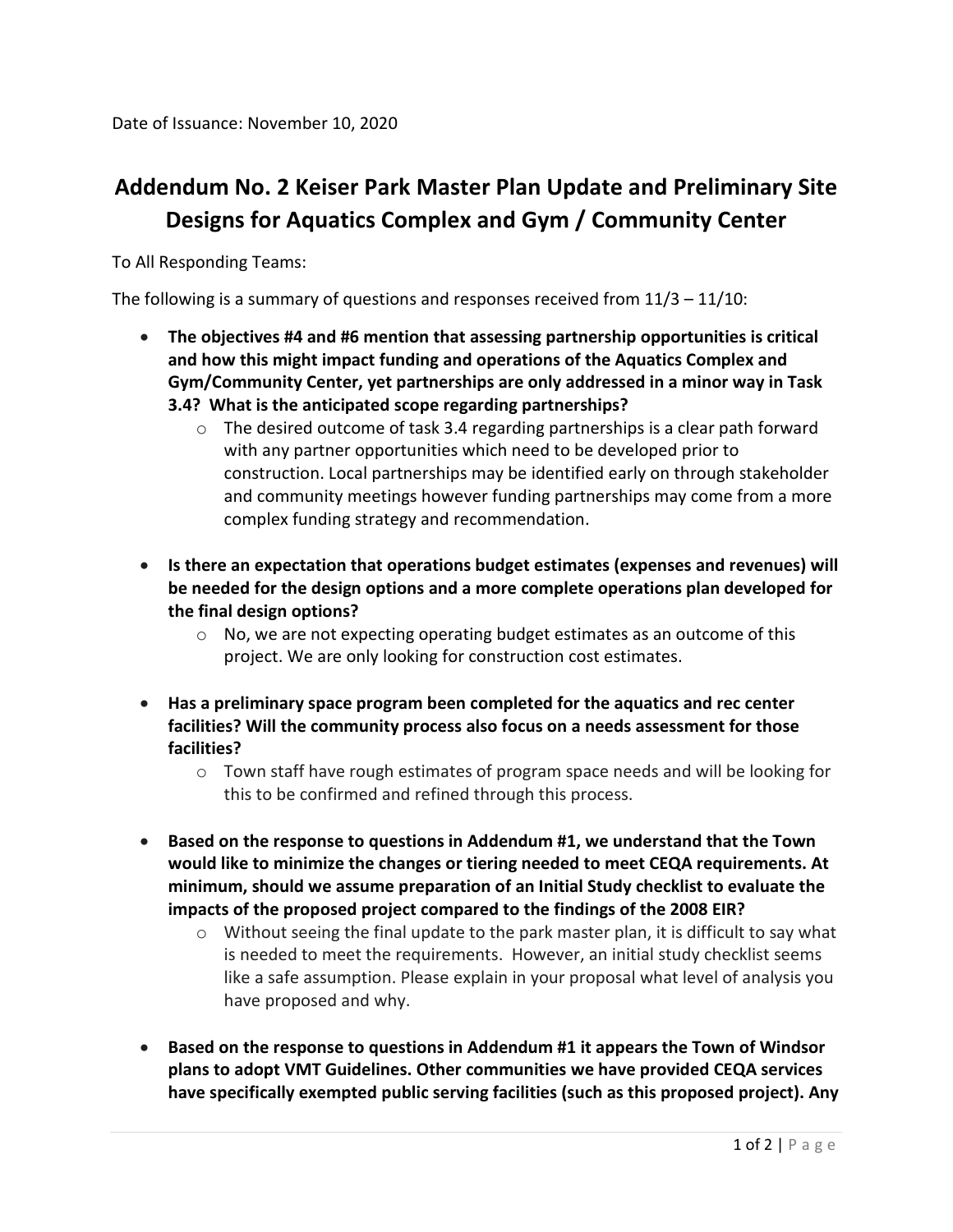Date of Issuance: November 10, 2020

# Addendum No. 2 Keiser Park Master Plan Update and Preliminary Site Designs for Aquatics Complex and Gym / Community Center

To All Responding Teams:

The following is a summary of questions and responses received from 11/3 – 11/10:

- **The objectives #4 and #6 mention that assessing partnership opportunities is critical and how this might impact funding and operations of the Aquatics Complex and Gym/Community Center, yet partnerships are only addressed in a minor way in Task 3.4? What is the anticipated scope regarding partnerships?**
  - The desired outcome of task 3.4 regarding partnerships is a clear path forward with any partner opportunities which need to be developed prior to construction. Local partnerships may be identified early on through stakeholder and community meetings however funding partnerships may come from a more complex funding strategy and recommendation.

- **Is there an expectation that operations budget estimates (expenses and revenues) will be needed for the design options and a more complete operations plan developed for the final design options?**
  - No, we are not expecting operating budget estimates as an outcome of this project. We are only looking for construction cost estimates.

- **Has a preliminary space program been completed for the aquatics and rec center facilities? Will the community process also focus on a needs assessment for those facilities?**
  - Town staff have rough estimates of program space needs and will be looking for this to be confirmed and refined through this process.

- **Based on the response to questions in Addendum #1, we understand that the Town would like to minimize the changes or tiering needed to meet CEQA requirements. At minimum, should we assume preparation of an Initial Study checklist to evaluate the impacts of the proposed project compared to the findings of the 2008 EIR?**
  - Without seeing the final update to the park master plan, it is difficult to say what is needed to meet the requirements. However, an initial study checklist seems like a safe assumption. Please explain in your proposal what level of analysis you have proposed and why.

- **Based on the response to questions in Addendum #1 it appears the Town of Windsor plans to adopt VMT Guidelines. Other communities we have provided CEQA services have specifically exempted public serving facilities (such as this proposed project). Any**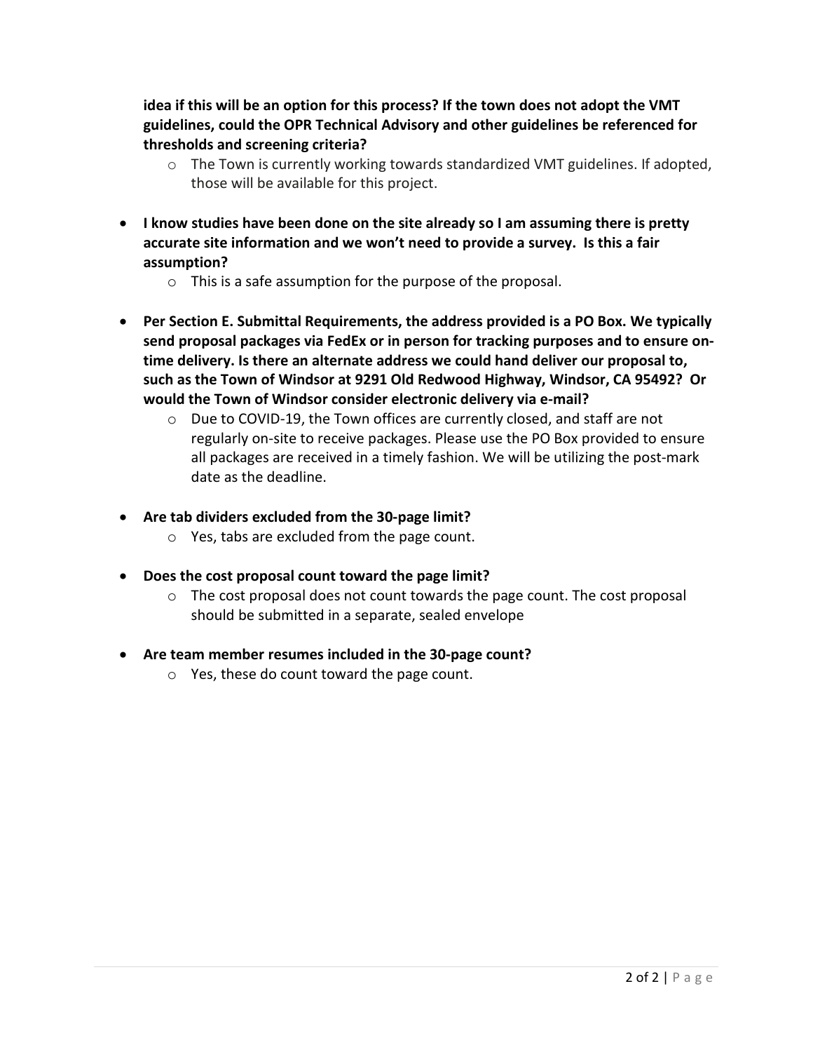**idea if this will be an option for this process? If the town does not adopt the VMT guidelines, could the OPR Technical Advisory and other guidelines be referenced for thresholds and screening criteria?**

- The Town is currently working towards standardized VMT guidelines. If adopted, those will be available for this project.

- **I know studies have been done on the site already so I am assuming there is pretty accurate site information and we won't need to provide a survey. Is this a fair assumption?**
  - This is a safe assumption for the purpose of the proposal.

- **Per Section E. Submittal Requirements, the address provided is a PO Box. We typically send proposal packages via FedEx or in person for tracking purposes and to ensure on-time delivery. Is there an alternate address we could hand deliver our proposal to, such as the Town of Windsor at 9291 Old Redwood Highway, Windsor, CA 95492? Or would the Town of Windsor consider electronic delivery via e-mail?**
  - Due to COVID-19, the Town offices are currently closed, and staff are not regularly on-site to receive packages. Please use the PO Box provided to ensure all packages are received in a timely fashion. We will be utilizing the post-mark date as the deadline.

- **Are tab dividers excluded from the 30-page limit?**
  - Yes, tabs are excluded from the page count.

- **Does the cost proposal count toward the page limit?**
  - The cost proposal does not count towards the page count. The cost proposal should be submitted in a separate, sealed envelope

- **Are team member resumes included in the 30-page count?**
  - Yes, these do count toward the page count.